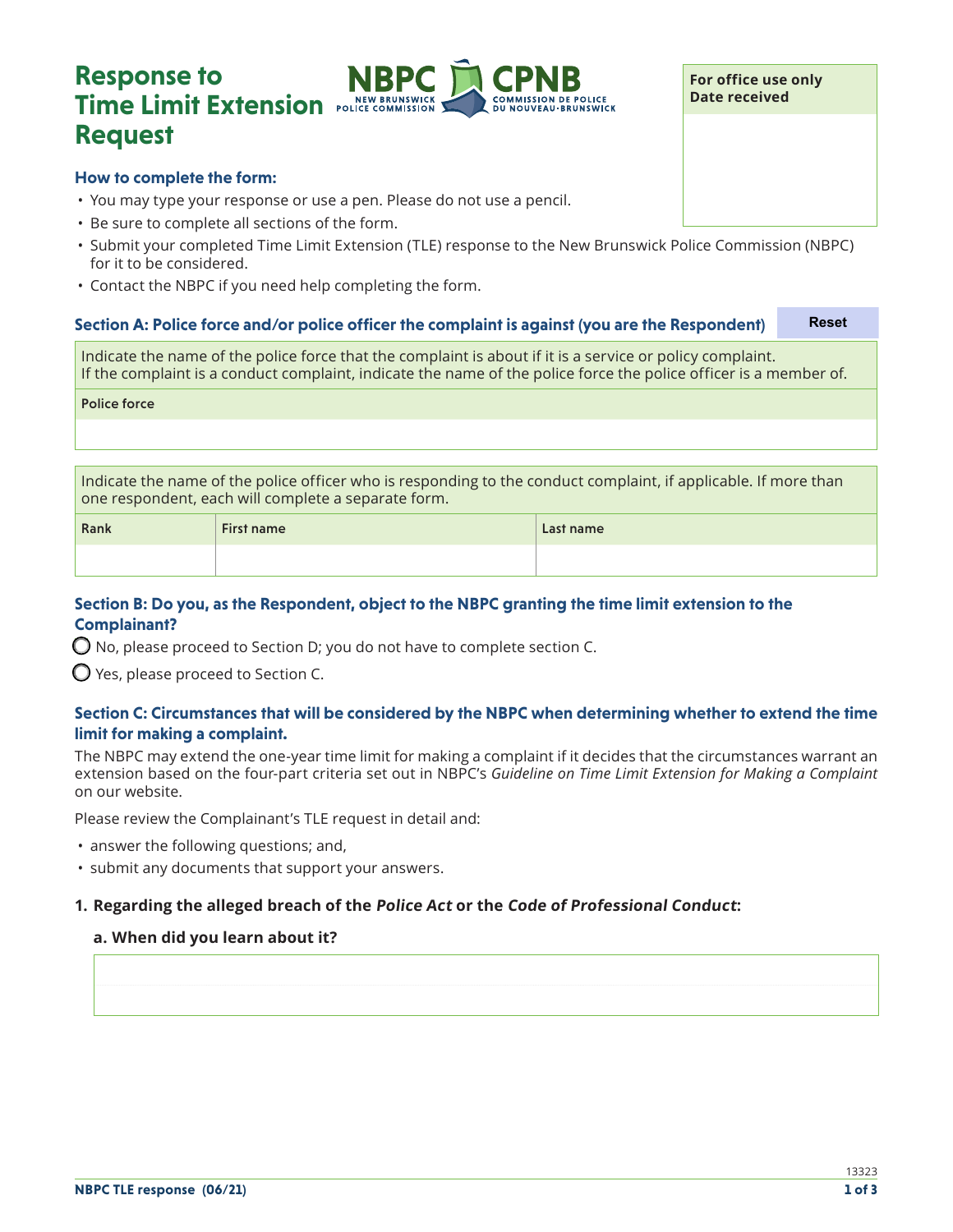# Response to Time Limit Extension Request

NBPC CPNB — New Brunswick Police Commission / Commission de police du Nouveau-Brunswick

| For office use only Date received |
|---|
| |

### How to complete the form:

- You may type your response or use a pen. Please do not use a pencil.
- Be sure to complete all sections of the form.
- Submit your completed Time Limit Extension (TLE) response to the New Brunswick Police Commission (NBPC) for it to be considered.
- Contact the NBPC if you need help completing the form.

## Section A: Police force and/or police officer the complaint is against (you are the Respondent)

Reset

Indicate the name of the police force that the complaint is about if it is a service or policy complaint. If the complaint is a conduct complaint, indicate the name of the police force the police officer is a member of.

| Police force |
|---|
| |

Indicate the name of the police officer who is responding to the conduct complaint, if applicable. If more than one respondent, each will complete a separate form.

| Rank | First name | Last name |
|---|---|---|
| | | |

## Section B: Do you, as the Respondent, object to the NBPC granting the time limit extension to the Complainant?

- ◯ No, please proceed to Section D; you do not have to complete section C.
- ◯ Yes, please proceed to Section C.

## Section C: Circumstances that will be considered by the NBPC when determining whether to extend the time limit for making a complaint.

The NBPC may extend the one-year time limit for making a complaint if it decides that the circumstances warrant an extension based on the four-part criteria set out in NBPC's *Guideline on Time Limit Extension for Making a Complaint* on our website.

Please review the Complainant's TLE request in detail and:

- answer the following questions; and,
- submit any documents that support your answers.

**1. Regarding the alleged breach of the *Police Act* or the *Code of Professional Conduct*:**

**a. When did you learn about it?**

| |
|---|
| |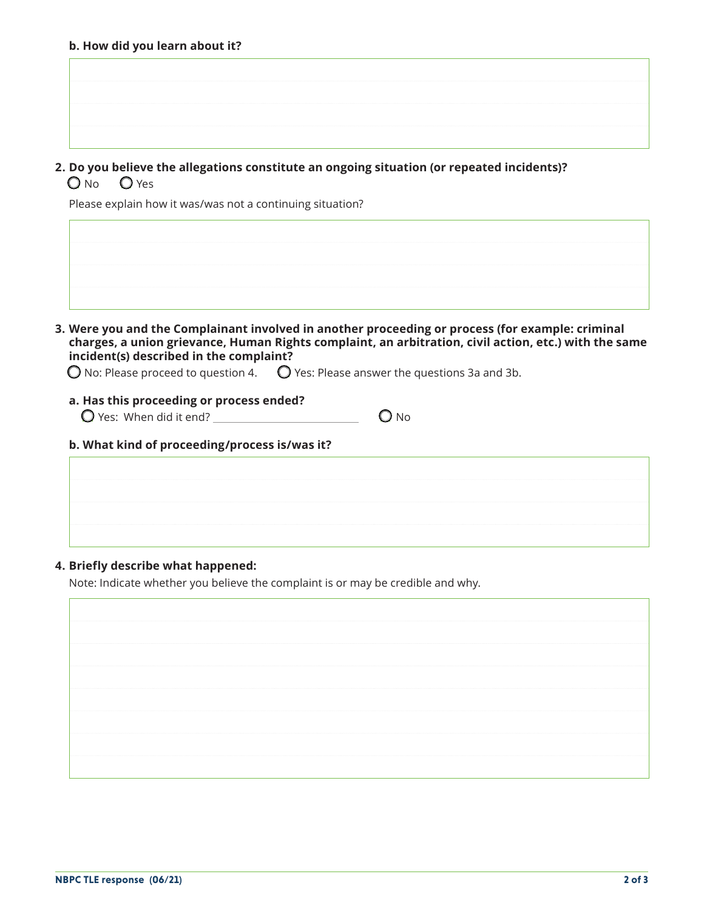**b. How did you learn about it?**

**2. Do you believe the allegations constitute an ongoing situation (or repeated incidents)?**

○ No ○ Yes

Please explain how it was/was not a continuing situation?

**3. Were you and the Complainant involved in another proceeding or process (for example: criminal charges, a union grievance, Human Rights complaint, an arbitration, civil action, etc.) with the same incident(s) described in the complaint?**

○ No: Please proceed to question 4. ○ Yes: Please answer the questions 3a and 3b.

**a. Has this proceeding or process ended?**

○ Yes: When did it end? ________________________ ○ No

**b. What kind of proceeding/process is/was it?**

**4. Briefly describe what happened:**

Note: Indicate whether you believe the complaint is or may be credible and why.

NBPC TLE response (06/21)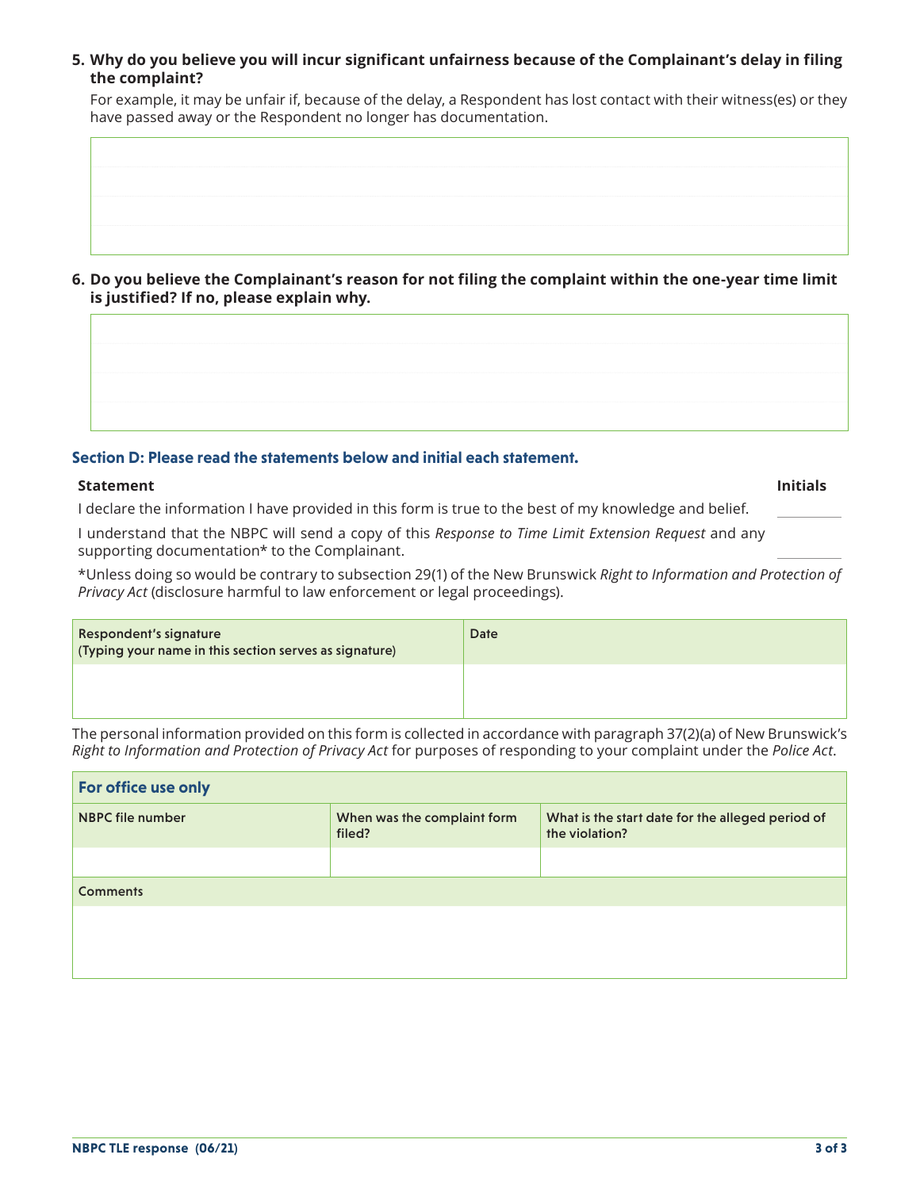**5. Why do you believe you will incur significant unfairness because of the Complainant's delay in filing the complaint?**

For example, it may be unfair if, because of the delay, a Respondent has lost contact with their witness(es) or they have passed away or the Respondent no longer has documentation.

**6. Do you believe the Complainant's reason for not filing the complaint within the one-year time limit is justified? If no, please explain why.**

### Section D: Please read the statements below and initial each statement.

| Statement | Initials |
|---|---|
| I declare the information I have provided in this form is true to the best of my knowledge and belief. | |
| I understand that the NBPC will send a copy of this *Response to Time Limit Extension Request* and any supporting documentation* to the Complainant. | |

*Unless doing so would be contrary to subsection 29(1) of the New Brunswick *Right to Information and Protection of Privacy Act* (disclosure harmful to law enforcement or legal proceedings).

| Respondent's signature (Typing your name in this section serves as signature) | Date |
|---|---|
| | |

The personal information provided on this form is collected in accordance with paragraph 37(2)(a) of New Brunswick's *Right to Information and Protection of Privacy Act* for purposes of responding to your complaint under the *Police Act.*

| For office use only | | |
|---|---|---|
| NBPC file number | When was the complaint form filed? | What is the start date for the alleged period of the violation? |
| | | |
| Comments | | |
| | | |